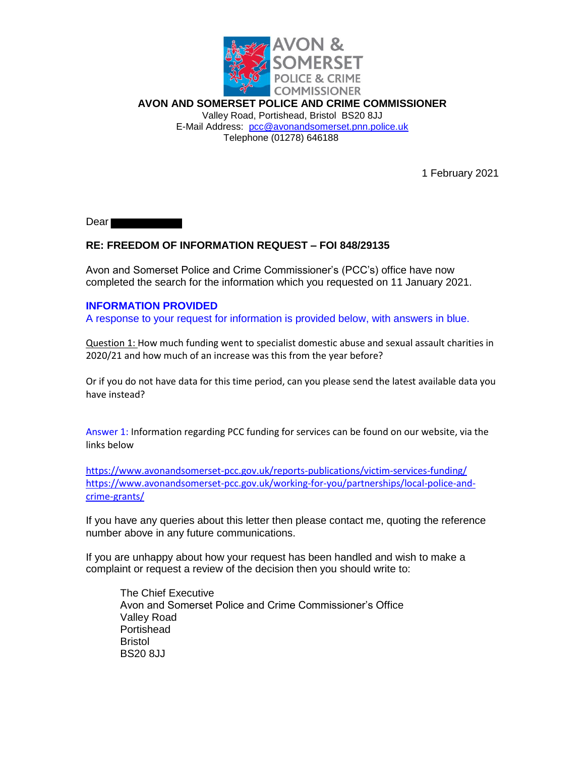**AVON AND SOMERSET POLICE AND CRIME COMMISSIONER**

Valley Road, Portishead, Bristol BS20 8JJ
E-Mail Address: pcc@avonandsomerset.pnn.police.uk
Telephone (01278) 646188

1 February 2021

Dear

## RE: FREEDOM OF INFORMATION REQUEST – FOI 848/29135

Avon and Somerset Police and Crime Commissioner's (PCC's) office have now completed the search for the information which you requested on 11 January 2021.

**INFORMATION PROVIDED**

A response to your request for information is provided below, with answers in blue.

Question 1: How much funding went to specialist domestic abuse and sexual assault charities in 2020/21 and how much of an increase was this from the year before?

Or if you do not have data for this time period, can you please send the latest available data you have instead?

Answer 1: Information regarding PCC funding for services can be found on our website, via the links below

https://www.avonandsomerset-pcc.gov.uk/reports-publications/victim-services-funding/
https://www.avonandsomerset-pcc.gov.uk/working-for-you/partnerships/local-police-and-crime-grants/

If you have any queries about this letter then please contact me, quoting the reference number above in any future communications.

If you are unhappy about how your request has been handled and wish to make a complaint or request a review of the decision then you should write to:

The Chief Executive
Avon and Somerset Police and Crime Commissioner's Office
Valley Road
Portishead
Bristol
BS20 8JJ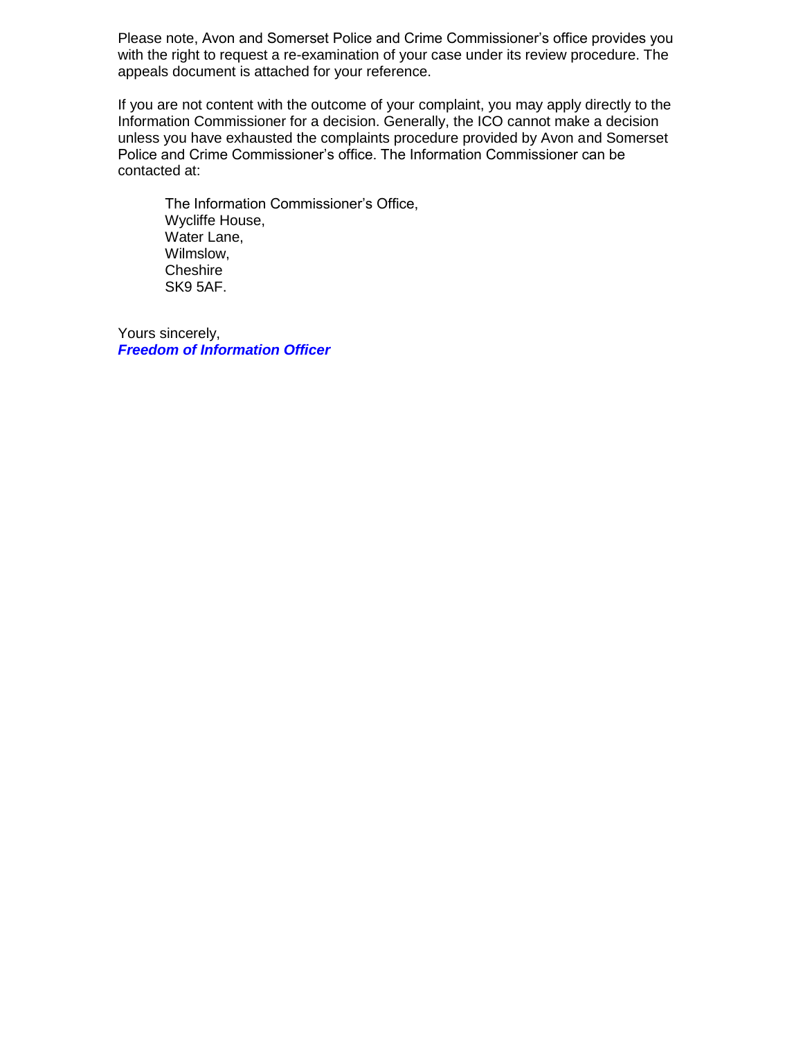Please note, Avon and Somerset Police and Crime Commissioner's office provides you with the right to request a re-examination of your case under its review procedure. The appeals document is attached for your reference.

If you are not content with the outcome of your complaint, you may apply directly to the Information Commissioner for a decision. Generally, the ICO cannot make a decision unless you have exhausted the complaints procedure provided by Avon and Somerset Police and Crime Commissioner's office. The Information Commissioner can be contacted at:

> The Information Commissioner's Office,
> Wycliffe House,
> Water Lane,
> Wilmslow,
> Cheshire
> SK9 5AF.

Yours sincerely,
***Freedom of Information Officer***